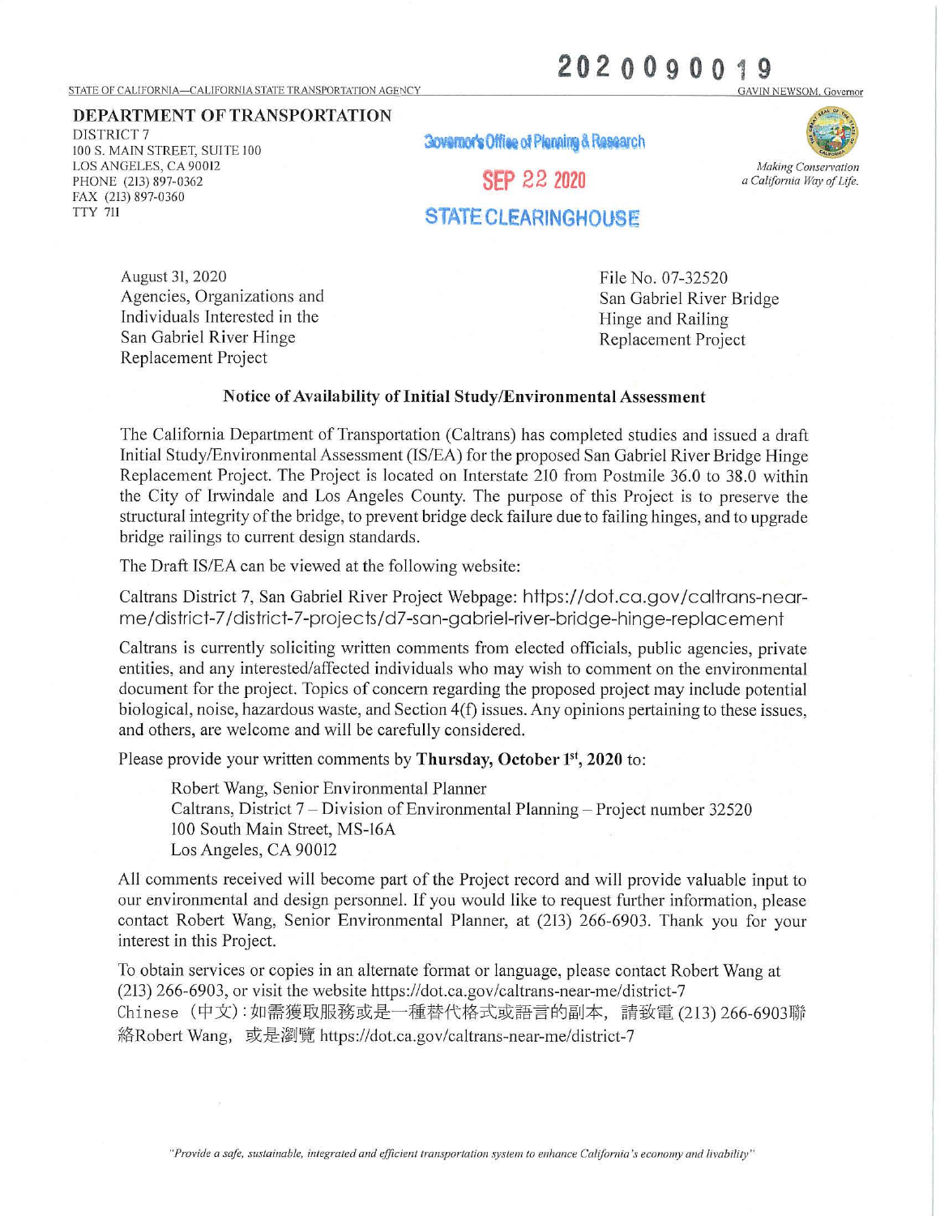2020090019

STATE OF CALIFORNIA—CALIFORNIA STATE TRANSPORTATION AGENCY

GAVIN NEWSOM, Governor

**DEPARTMENT OF TRANSPORTATION**
DISTRICT 7
100 S. MAIN STREET, SUITE 100
LOS ANGELES, CA 90012
PHONE (213) 897-0362
FAX (213) 897-0360
TTY 711

Governor's Office of Planning & Research

SEP 22 2020

STATE CLEARINGHOUSE

*Making Conservation a California Way of Life.*

August 31, 2020
Agencies, Organizations and Individuals Interested in the San Gabriel River Hinge Replacement Project

File No. 07-32520
San Gabriel River Bridge Hinge and Railing Replacement Project

**Notice of Availability of Initial Study/Environmental Assessment**

The California Department of Transportation (Caltrans) has completed studies and issued a draft Initial Study/Environmental Assessment (IS/EA) for the proposed San Gabriel River Bridge Hinge Replacement Project. The Project is located on Interstate 210 from Postmile 36.0 to 38.0 within the City of Irwindale and Los Angeles County. The purpose of this Project is to preserve the structural integrity of the bridge, to prevent bridge deck failure due to failing hinges, and to upgrade bridge railings to current design standards.

The Draft IS/EA can be viewed at the following website:

Caltrans District 7, San Gabriel River Project Webpage: https://dot.ca.gov/caltrans-near-me/district-7/district-7-projects/d7-san-gabriel-river-bridge-hinge-replacement

Caltrans is currently soliciting written comments from elected officials, public agencies, private entities, and any interested/affected individuals who may wish to comment on the environmental document for the project. Topics of concern regarding the proposed project may include potential biological, noise, hazardous waste, and Section 4(f) issues. Any opinions pertaining to these issues, and others, are welcome and will be carefully considered.

Please provide your written comments by **Thursday, October 1st, 2020** to:

Robert Wang, Senior Environmental Planner
Caltrans, District 7 – Division of Environmental Planning – Project number 32520
100 South Main Street, MS-16A
Los Angeles, CA 90012

All comments received will become part of the Project record and will provide valuable input to our environmental and design personnel. If you would like to request further information, please contact Robert Wang, Senior Environmental Planner, at (213) 266-6903. Thank you for your interest in this Project.

To obtain services or copies in an alternate format or language, please contact Robert Wang at (213) 266-6903, or visit the website https://dot.ca.gov/caltrans-near-me/district-7
Chinese (中文)：如需獲取服務或是一種替代格式或語言的副本，請致電 (213) 266-6903聯絡Robert Wang，或是瀏覽 https://dot.ca.gov/caltrans-near-me/district-7

*"Provide a safe, sustainable, integrated and efficient transportation system to enhance California's economy and livability"*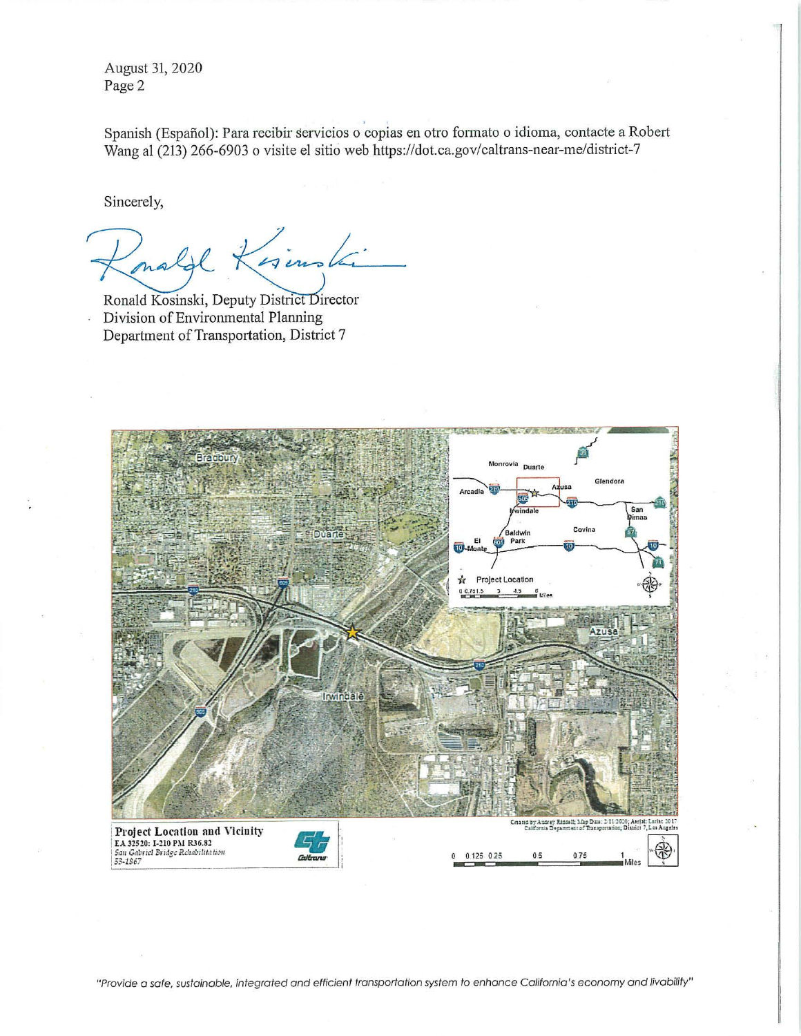Spanish (Español): Para recibir servicios o copias en otro formato o idioma, contacte a Robert Wang al (213) 266-6903 o visite el sitio web https://dot.ca.gov/caltrans-near-me/district-7

Sincerely,

Ronald Kosinski, Deputy District Director
Division of Environmental Planning
Department of Transportation, District 7

Bradbury
Duarte
Irwindale
Azusa

Monrovia
Duarte
Glendora
Arcadia
Azusa
Irwindale
San Dimas
Baldwin Park
Covina
El Monte

Project Location

0 0.75 1.5 3 4.5 6 Miles

**Project Location and Vicinity**
EA 32520: I-210 PM R36.82
*San Gabriel Bridge Rehabilitation*
53-1867

Created by Audrey Rendell; Map Date: 2-11-2020; Aerial: Lariac 2017
California Department of Transportation, District 7, Los Angeles

0 0.125 0.25 0.5 0.75 1 Miles

*"Provide a safe, sustainable, integrated and efficient transportation system to enhance California's economy and livability"*